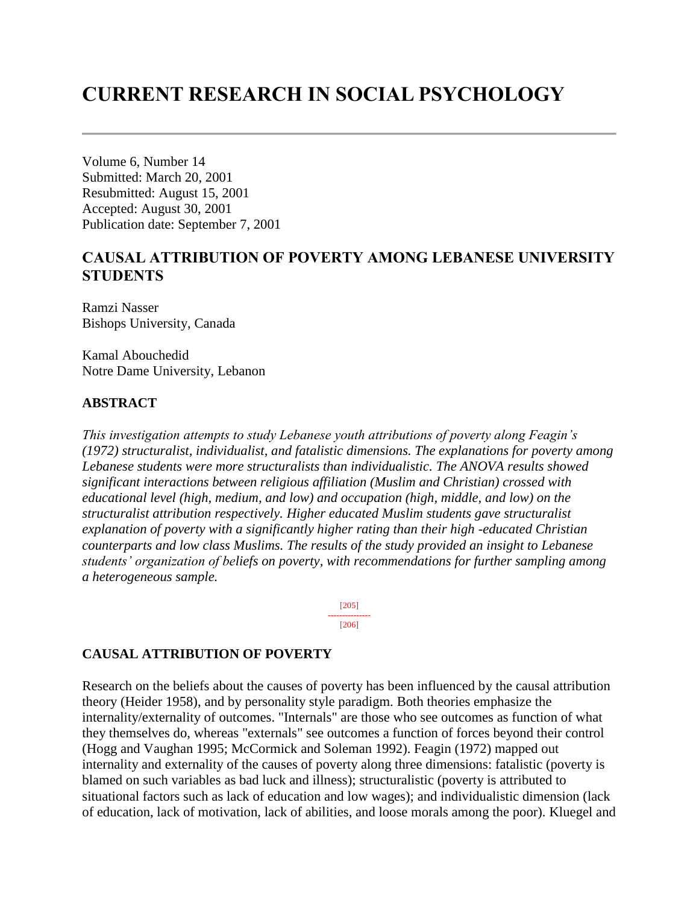# CURRENT RESEARCH IN SOCIAL PSYCHOLOGY

Volume 6, Number 14
Submitted: March 20, 2001
Resubmitted: August 15, 2001
Accepted: August 30, 2001
Publication date: September 7, 2001

## CAUSAL ATTRIBUTION OF POVERTY AMONG LEBANESE UNIVERSITY STUDENTS

Ramzi Nasser
Bishops University, Canada

Kamal Abouchedid
Notre Dame University, Lebanon

### ABSTRACT

*This investigation attempts to study Lebanese youth attributions of poverty along Feagin's (1972) structuralist, individualist, and fatalistic dimensions. The explanations for poverty among Lebanese students were more structuralists than individualistic. The ANOVA results showed significant interactions between religious affiliation (Muslim and Christian) crossed with educational level (high, medium, and low) and occupation (high, middle, and low) on the structuralist attribution respectively. Higher educated Muslim students gave structuralist explanation of poverty with a significantly higher rating than their high -educated Christian counterparts and low class Muslims. The results of the study provided an insight to Lebanese students' organization of beliefs on poverty, with recommendations for further sampling among a heterogeneous sample.*

[205]
---------------
[206]

### CAUSAL ATTRIBUTION OF POVERTY

Research on the beliefs about the causes of poverty has been influenced by the causal attribution theory (Heider 1958), and by personality style paradigm. Both theories emphasize the internality/externality of outcomes. "Internals" are those who see outcomes as function of what they themselves do, whereas "externals" see outcomes a function of forces beyond their control (Hogg and Vaughan 1995; McCormick and Soleman 1992). Feagin (1972) mapped out internality and externality of the causes of poverty along three dimensions: fatalistic (poverty is blamed on such variables as bad luck and illness); structuralistic (poverty is attributed to situational factors such as lack of education and low wages); and individualistic dimension (lack of education, lack of motivation, lack of abilities, and loose morals among the poor). Kluegel and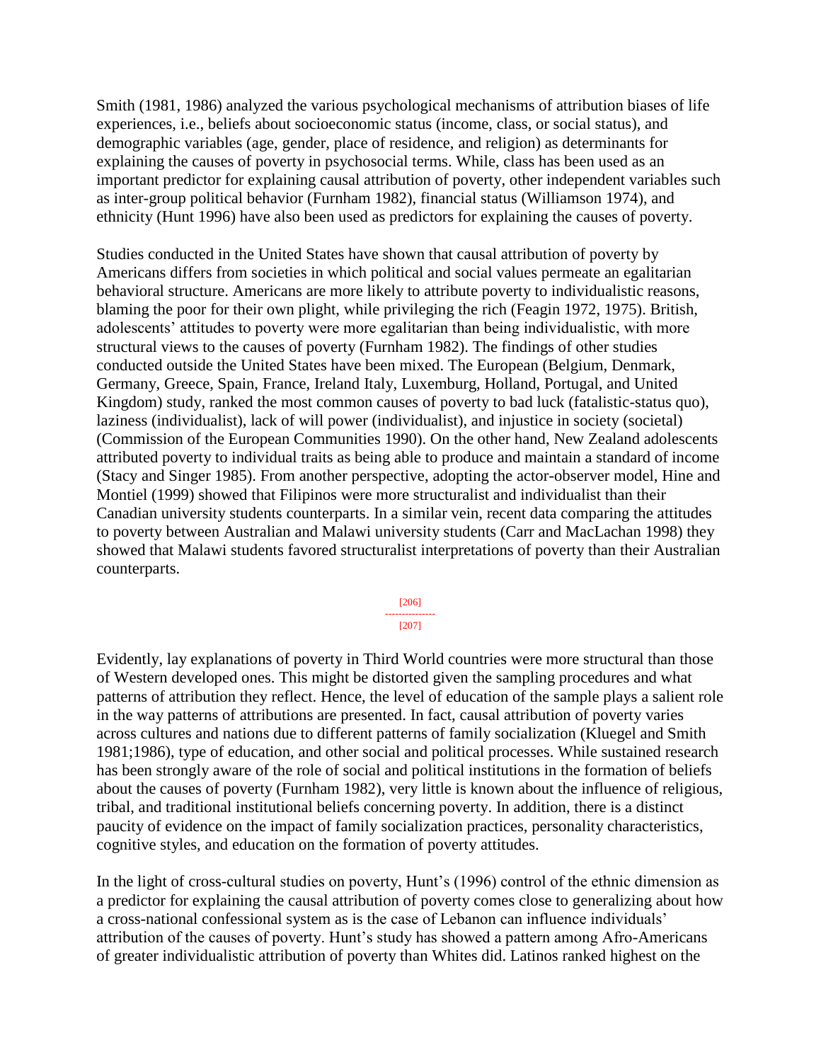Smith (1981, 1986) analyzed the various psychological mechanisms of attribution biases of life experiences, i.e., beliefs about socioeconomic status (income, class, or social status), and demographic variables (age, gender, place of residence, and religion) as determinants for explaining the causes of poverty in psychosocial terms. While, class has been used as an important predictor for explaining causal attribution of poverty, other independent variables such as inter-group political behavior (Furnham 1982), financial status (Williamson 1974), and ethnicity (Hunt 1996) have also been used as predictors for explaining the causes of poverty.

Studies conducted in the United States have shown that causal attribution of poverty by Americans differs from societies in which political and social values permeate an egalitarian behavioral structure. Americans are more likely to attribute poverty to individualistic reasons, blaming the poor for their own plight, while privileging the rich (Feagin 1972, 1975). British, adolescents' attitudes to poverty were more egalitarian than being individualistic, with more structural views to the causes of poverty (Furnham 1982). The findings of other studies conducted outside the United States have been mixed. The European (Belgium, Denmark, Germany, Greece, Spain, France, Ireland Italy, Luxemburg, Holland, Portugal, and United Kingdom) study, ranked the most common causes of poverty to bad luck (fatalistic-status quo), laziness (individualist), lack of will power (individualist), and injustice in society (societal) (Commission of the European Communities 1990). On the other hand, New Zealand adolescents attributed poverty to individual traits as being able to produce and maintain a standard of income (Stacy and Singer 1985). From another perspective, adopting the actor-observer model, Hine and Montiel (1999) showed that Filipinos were more structuralist and individualist than their Canadian university students counterparts. In a similar vein, recent data comparing the attitudes to poverty between Australian and Malawi university students (Carr and MacLachan 1998) they showed that Malawi students favored structuralist interpretations of poverty than their Australian counterparts.

Evidently, lay explanations of poverty in Third World countries were more structural than those of Western developed ones. This might be distorted given the sampling procedures and what patterns of attribution they reflect. Hence, the level of education of the sample plays a salient role in the way patterns of attributions are presented. In fact, causal attribution of poverty varies across cultures and nations due to different patterns of family socialization (Kluegel and Smith 1981;1986), type of education, and other social and political processes. While sustained research has been strongly aware of the role of social and political institutions in the formation of beliefs about the causes of poverty (Furnham 1982), very little is known about the influence of religious, tribal, and traditional institutional beliefs concerning poverty. In addition, there is a distinct paucity of evidence on the impact of family socialization practices, personality characteristics, cognitive styles, and education on the formation of poverty attitudes.

In the light of cross-cultural studies on poverty, Hunt's (1996) control of the ethnic dimension as a predictor for explaining the causal attribution of poverty comes close to generalizing about how a cross-national confessional system as is the case of Lebanon can influence individuals' attribution of the causes of poverty. Hunt's study has showed a pattern among Afro-Americans of greater individualistic attribution of poverty than Whites did. Latinos ranked highest on the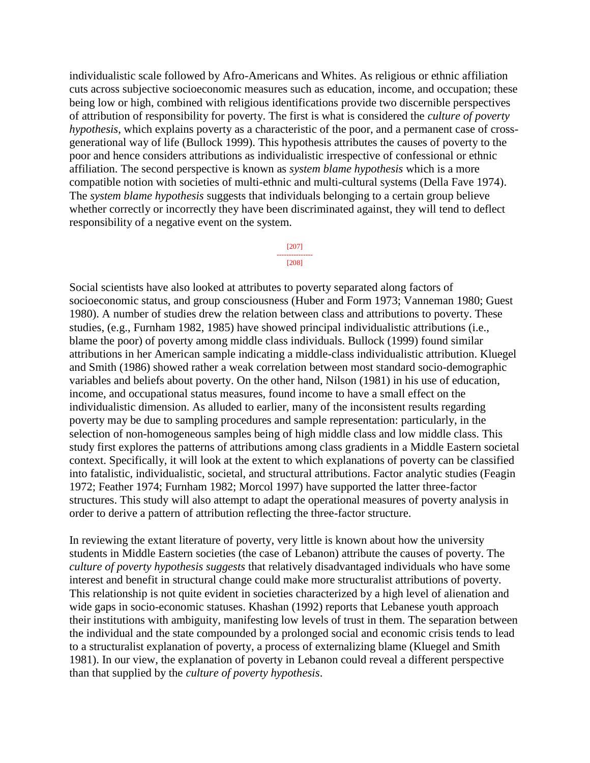individualistic scale followed by Afro-Americans and Whites. As religious or ethnic affiliation cuts across subjective socioeconomic measures such as education, income, and occupation; these being low or high, combined with religious identifications provide two discernible perspectives of attribution of responsibility for poverty. The first is what is considered the *culture of poverty hypothesis*, which explains poverty as a characteristic of the poor, and a permanent case of cross-generational way of life (Bullock 1999). This hypothesis attributes the causes of poverty to the poor and hence considers attributions as individualistic irrespective of confessional or ethnic affiliation. The second perspective is known as *system blame hypothesis* which is a more compatible notion with societies of multi-ethnic and multi-cultural systems (Della Fave 1974). The *system blame hypothesis* suggests that individuals belonging to a certain group believe whether correctly or incorrectly they have been discriminated against, they will tend to deflect responsibility of a negative event on the system.

Social scientists have also looked at attributes to poverty separated along factors of socioeconomic status, and group consciousness (Huber and Form 1973; Vanneman 1980; Guest 1980). A number of studies drew the relation between class and attributions to poverty. These studies, (e.g., Furnham 1982, 1985) have showed principal individualistic attributions (i.e., blame the poor) of poverty among middle class individuals. Bullock (1999) found similar attributions in her American sample indicating a middle-class individualistic attribution. Kluegel and Smith (1986) showed rather a weak correlation between most standard socio-demographic variables and beliefs about poverty. On the other hand, Nilson (1981) in his use of education, income, and occupational status measures, found income to have a small effect on the individualistic dimension. As alluded to earlier, many of the inconsistent results regarding poverty may be due to sampling procedures and sample representation: particularly, in the selection of non-homogeneous samples being of high middle class and low middle class. This study first explores the patterns of attributions among class gradients in a Middle Eastern societal context. Specifically, it will look at the extent to which explanations of poverty can be classified into fatalistic, individualistic, societal, and structural attributions. Factor analytic studies (Feagin 1972; Feather 1974; Furnham 1982; Morcol 1997) have supported the latter three-factor structures. This study will also attempt to adapt the operational measures of poverty analysis in order to derive a pattern of attribution reflecting the three-factor structure.

In reviewing the extant literature of poverty, very little is known about how the university students in Middle Eastern societies (the case of Lebanon) attribute the causes of poverty. The *culture of poverty hypothesis suggests* that relatively disadvantaged individuals who have some interest and benefit in structural change could make more structuralist attributions of poverty. This relationship is not quite evident in societies characterized by a high level of alienation and wide gaps in socio-economic statuses. Khashan (1992) reports that Lebanese youth approach their institutions with ambiguity, manifesting low levels of trust in them. The separation between the individual and the state compounded by a prolonged social and economic crisis tends to lead to a structuralist explanation of poverty, a process of externalizing blame (Kluegel and Smith 1981). In our view, the explanation of poverty in Lebanon could reveal a different perspective than that supplied by the *culture of poverty hypothesis*.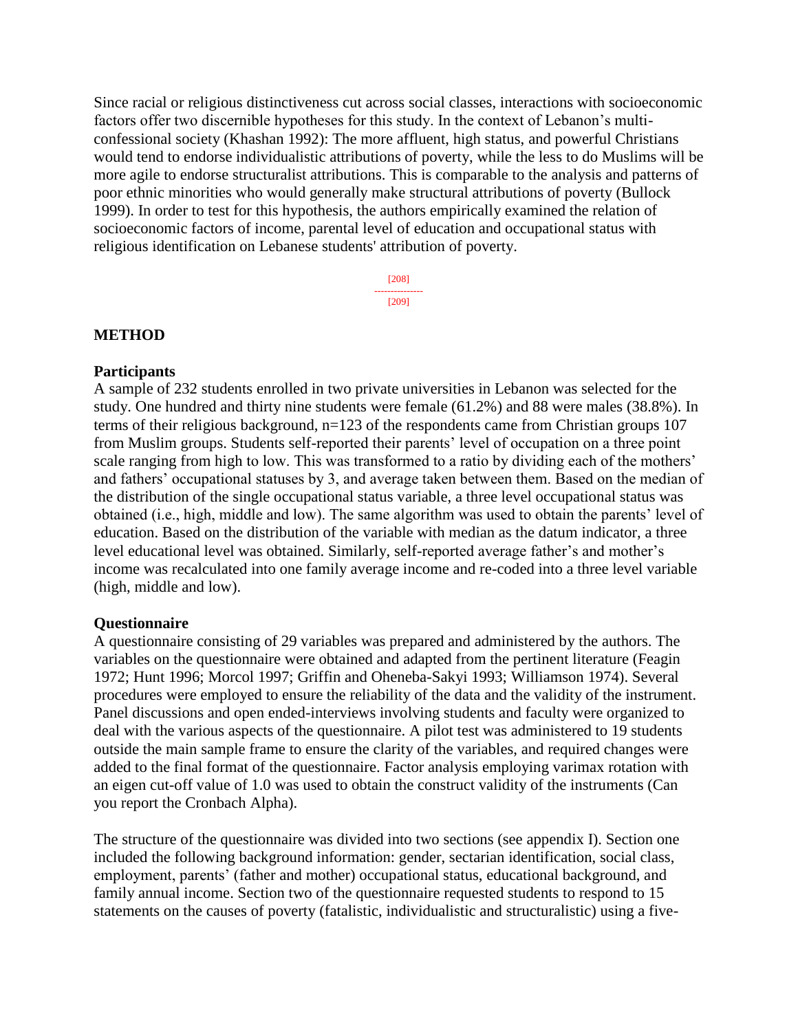Since racial or religious distinctiveness cut across social classes, interactions with socioeconomic factors offer two discernible hypotheses for this study. In the context of Lebanon's multi-confessional society (Khashan 1992): The more affluent, high status, and powerful Christians would tend to endorse individualistic attributions of poverty, while the less to do Muslims will be more agile to endorse structuralist attributions. This is comparable to the analysis and patterns of poor ethnic minorities who would generally make structural attributions of poverty (Bullock 1999). In order to test for this hypothesis, the authors empirically examined the relation of socioeconomic factors of income, parental level of education and occupational status with religious identification on Lebanese students' attribution of poverty.

## METHOD

### Participants

A sample of 232 students enrolled in two private universities in Lebanon was selected for the study. One hundred and thirty nine students were female (61.2%) and 88 were males (38.8%). In terms of their religious background, n=123 of the respondents came from Christian groups 107 from Muslim groups. Students self-reported their parents' level of occupation on a three point scale ranging from high to low. This was transformed to a ratio by dividing each of the mothers' and fathers' occupational statuses by 3, and average taken between them. Based on the median of the distribution of the single occupational status variable, a three level occupational status was obtained (i.e., high, middle and low). The same algorithm was used to obtain the parents' level of education. Based on the distribution of the variable with median as the datum indicator, a three level educational level was obtained. Similarly, self-reported average father's and mother's income was recalculated into one family average income and re-coded into a three level variable (high, middle and low).

### Questionnaire

A questionnaire consisting of 29 variables was prepared and administered by the authors. The variables on the questionnaire were obtained and adapted from the pertinent literature (Feagin 1972; Hunt 1996; Morcol 1997; Griffin and Oheneba-Sakyi 1993; Williamson 1974). Several procedures were employed to ensure the reliability of the data and the validity of the instrument. Panel discussions and open ended-interviews involving students and faculty were organized to deal with the various aspects of the questionnaire. A pilot test was administered to 19 students outside the main sample frame to ensure the clarity of the variables, and required changes were added to the final format of the questionnaire. Factor analysis employing varimax rotation with an eigen cut-off value of 1.0 was used to obtain the construct validity of the instruments (Can you report the Cronbach Alpha).

The structure of the questionnaire was divided into two sections (see appendix I). Section one included the following background information: gender, sectarian identification, social class, employment, parents' (father and mother) occupational status, educational background, and family annual income. Section two of the questionnaire requested students to respond to 15 statements on the causes of poverty (fatalistic, individualistic and structuralistic) using a five-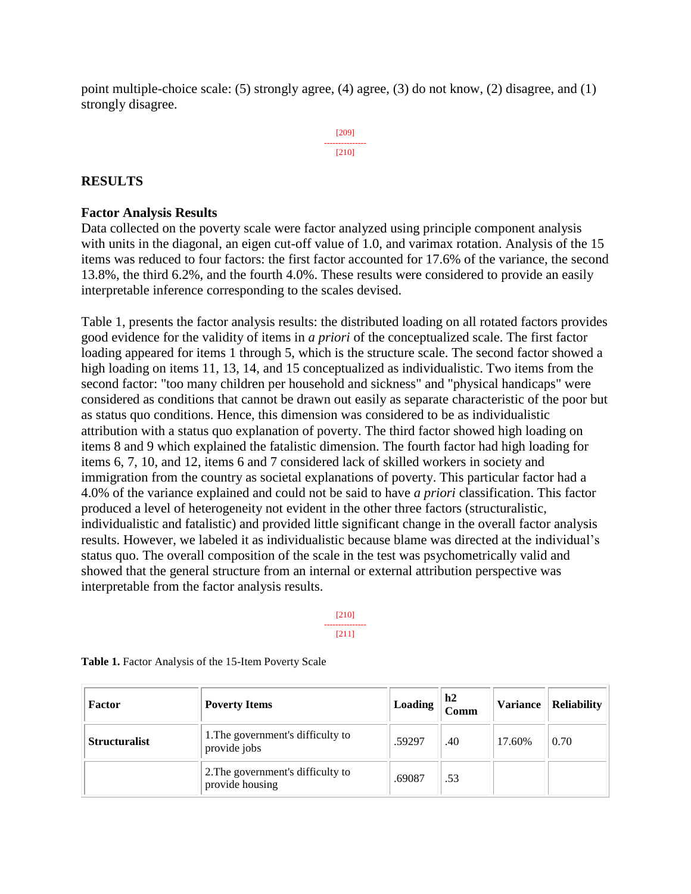point multiple-choice scale: (5) strongly agree, (4) agree, (3) do not know, (2) disagree, and (1) strongly disagree.

## RESULTS

### Factor Analysis Results

Data collected on the poverty scale were factor analyzed using principle component analysis with units in the diagonal, an eigen cut-off value of 1.0, and varimax rotation. Analysis of the 15 items was reduced to four factors: the first factor accounted for 17.6% of the variance, the second 13.8%, the third 6.2%, and the fourth 4.0%. These results were considered to provide an easily interpretable inference corresponding to the scales devised.

Table 1, presents the factor analysis results: the distributed loading on all rotated factors provides good evidence for the validity of items in *a priori* of the conceptualized scale. The first factor loading appeared for items 1 through 5, which is the structure scale. The second factor showed a high loading on items 11, 13, 14, and 15 conceptualized as individualistic. Two items from the second factor: "too many children per household and sickness" and "physical handicaps" were considered as conditions that cannot be drawn out easily as separate characteristic of the poor but as status quo conditions. Hence, this dimension was considered to be as individualistic attribution with a status quo explanation of poverty. The third factor showed high loading on items 8 and 9 which explained the fatalistic dimension. The fourth factor had high loading for items 6, 7, 10, and 12, items 6 and 7 considered lack of skilled workers in society and immigration from the country as societal explanations of poverty. This particular factor had a 4.0% of the variance explained and could not be said to have *a priori* classification. This factor produced a level of heterogeneity not evident in the other three factors (structuralistic, individualistic and fatalistic) and provided little significant change in the overall factor analysis results. However, we labeled it as individualistic because blame was directed at the individual's status quo. The overall composition of the scale in the test was psychometrically valid and showed that the general structure from an internal or external attribution perspective was interpretable from the factor analysis results.

**Table 1.** Factor Analysis of the 15-Item Poverty Scale

| Factor | Poverty Items | Loading | h2 Comm | Variance | Reliability |
|---|---|---|---|---|---|
| **Structuralist** | 1.The government's difficulty to provide jobs | .59297 | .40 | 17.60% | 0.70 |
| | 2.The government's difficulty to provide housing | .69087 | .53 | | |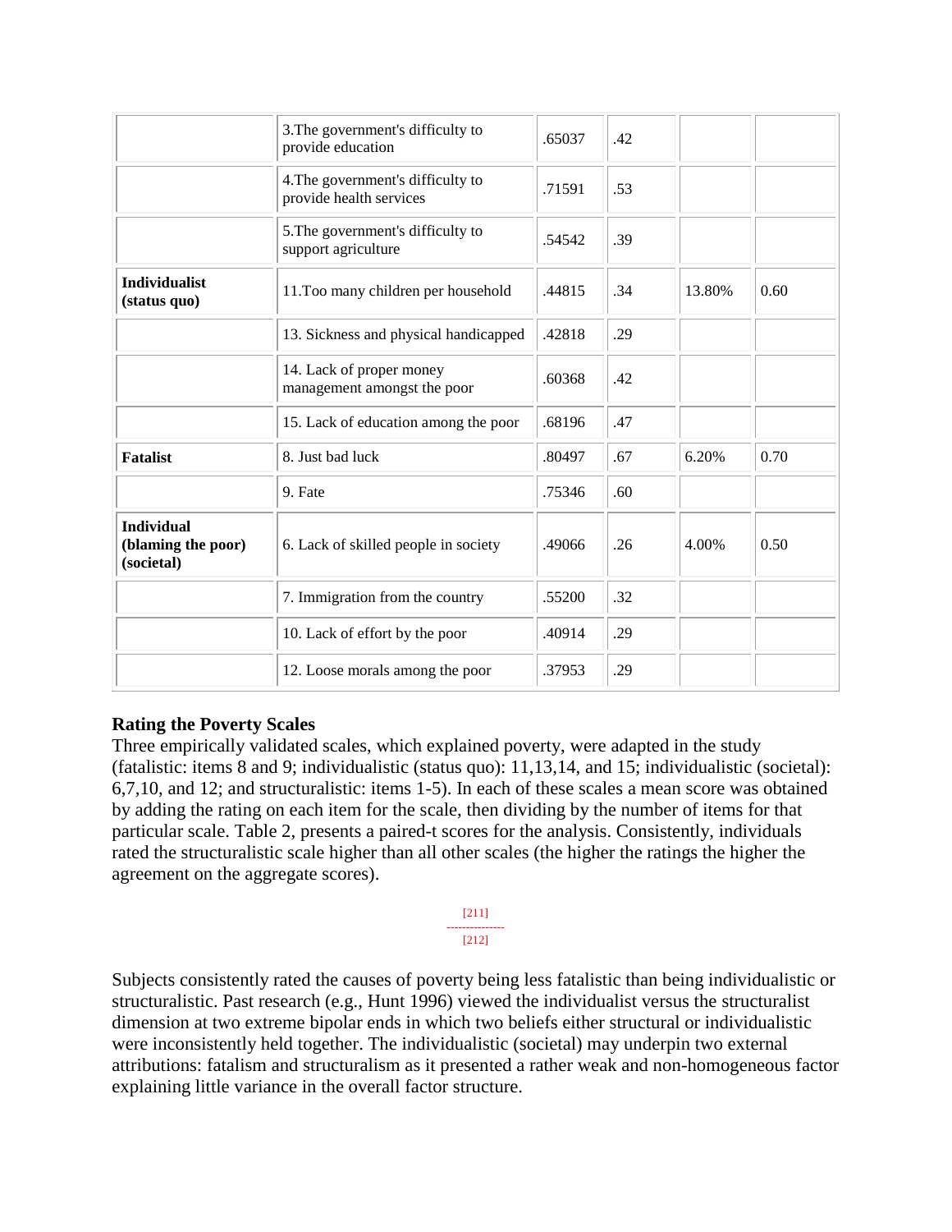| | | | | | |
|---|---|---|---|---|---|
| | 3.The government's difficulty to provide education | .65037 | .42 | | |
| | 4.The government's difficulty to provide health services | .71591 | .53 | | |
| | 5.The government's difficulty to support agriculture | .54542 | .39 | | |
| **Individualist (status quo)** | 11.Too many children per household | .44815 | .34 | 13.80% | 0.60 |
| | 13. Sickness and physical handicapped | .42818 | .29 | | |
| | 14. Lack of proper money management amongst the poor | .60368 | .42 | | |
| | 15. Lack of education among the poor | .68196 | .47 | | |
| **Fatalist** | 8. Just bad luck | .80497 | .67 | 6.20% | 0.70 |
| | 9. Fate | .75346 | .60 | | |
| **Individual (blaming the poor) (societal)** | 6. Lack of skilled people in society | .49066 | .26 | 4.00% | 0.50 |
| | 7. Immigration from the country | .55200 | .32 | | |
| | 10. Lack of effort by the poor | .40914 | .29 | | |
| | 12. Loose morals among the poor | .37953 | .29 | | |

**Rating the Poverty Scales**

Three empirically validated scales, which explained poverty, were adapted in the study (fatalistic: items 8 and 9; individualistic (status quo): 11,13,14, and 15; individualistic (societal): 6,7,10, and 12; and structuralistic: items 1-5). In each of these scales a mean score was obtained by adding the rating on each item for the scale, then dividing by the number of items for that particular scale. Table 2, presents a paired-t scores for the analysis. Consistently, individuals rated the structuralistic scale higher than all other scales (the higher the ratings the higher the agreement on the aggregate scores).

[211]
---------------
[212]

Subjects consistently rated the causes of poverty being less fatalistic than being individualistic or structuralistic. Past research (e.g., Hunt 1996) viewed the individualist versus the structuralist dimension at two extreme bipolar ends in which two beliefs either structural or individualistic were inconsistently held together. The individualistic (societal) may underpin two external attributions: fatalism and structuralism as it presented a rather weak and non-homogeneous factor explaining little variance in the overall factor structure.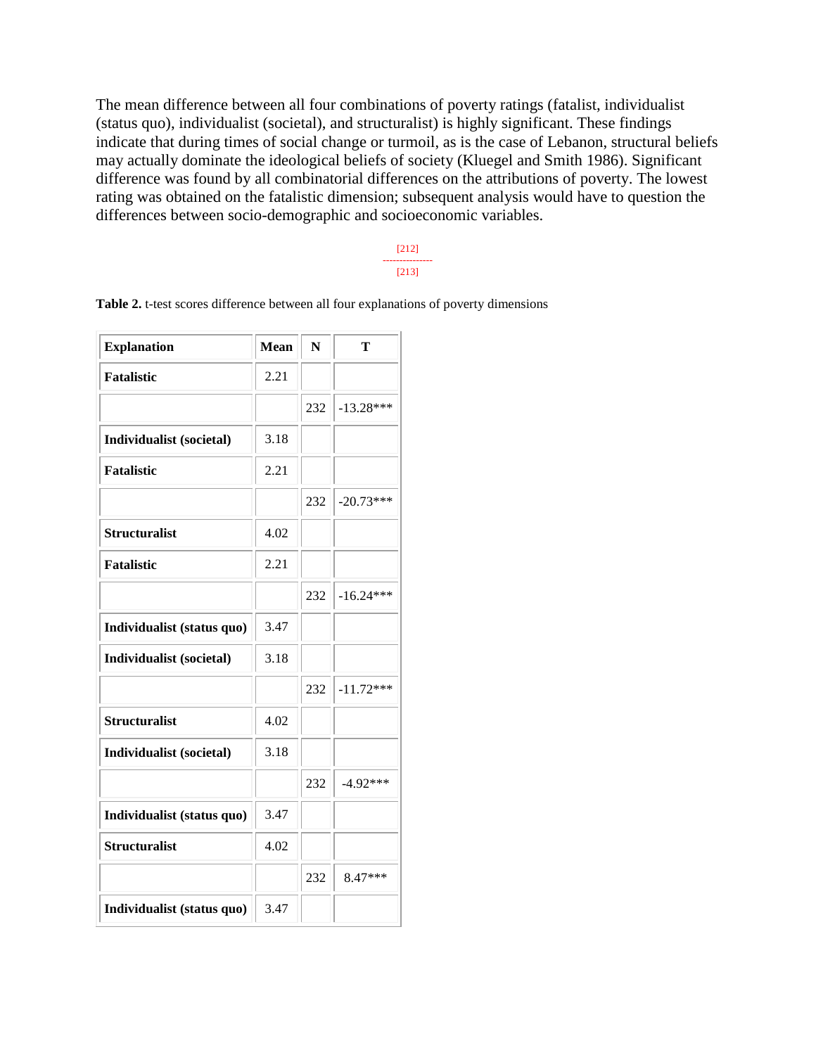The mean difference between all four combinations of poverty ratings (fatalist, individualist (status quo), individualist (societal), and structuralist) is highly significant. These findings indicate that during times of social change or turmoil, as is the case of Lebanon, structural beliefs may actually dominate the ideological beliefs of society (Kluegel and Smith 1986). Significant difference was found by all combinatorial differences on the attributions of poverty. The lowest rating was obtained on the fatalistic dimension; subsequent analysis would have to question the differences between socio-demographic and socioeconomic variables.

[212]
---------------
[213]

**Table 2.** t-test scores difference between all four explanations of poverty dimensions

| Explanation | Mean | N | T |
|---|---|---|---|
| **Fatalistic** | 2.21 | | |
| | | 232 | -13.28*** |
| **Individualist (societal)** | 3.18 | | |
| **Fatalistic** | 2.21 | | |
| | | 232 | -20.73*** |
| **Structuralist** | 4.02 | | |
| **Fatalistic** | 2.21 | | |
| | | 232 | -16.24*** |
| **Individualist (status quo)** | 3.47 | | |
| **Individualist (societal)** | 3.18 | | |
| | | 232 | -11.72*** |
| **Structuralist** | 4.02 | | |
| **Individualist (societal)** | 3.18 | | |
| | | 232 | -4.92*** |
| **Individualist (status quo)** | 3.47 | | |
| **Structuralist** | 4.02 | | |
| | | 232 | 8.47*** |
| **Individualist (status quo)** | 3.47 | | |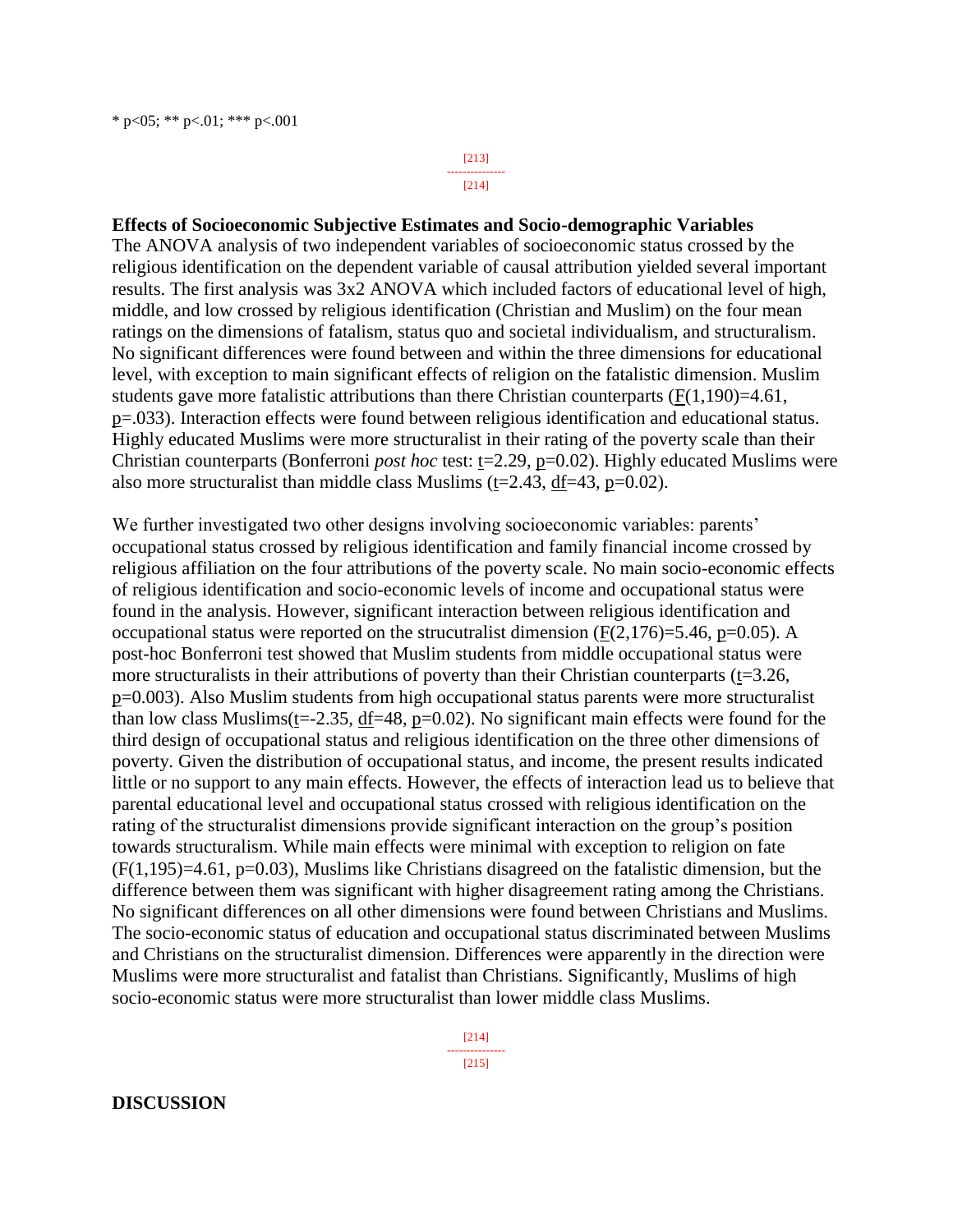* p<05; ** p<.01; *** p<.001

### Effects of Socioeconomic Subjective Estimates and Socio-demographic Variables

The ANOVA analysis of two independent variables of socioeconomic status crossed by the religious identification on the dependent variable of causal attribution yielded several important results. The first analysis was 3x2 ANOVA which included factors of educational level of high, middle, and low crossed by religious identification (Christian and Muslim) on the four mean ratings on the dimensions of fatalism, status quo and societal individualism, and structuralism. No significant differences were found between and within the three dimensions for educational level, with exception to main significant effects of religion on the fatalistic dimension. Muslim students gave more fatalistic attributions than there Christian counterparts ($F(1,190)=4.61$, $p=.033$). Interaction effects were found between religious identification and educational status. Highly educated Muslims were more structuralist in their rating of the poverty scale than their Christian counterparts (Bonferroni *post hoc* test: $t=2.29$, $p=0.02$). Highly educated Muslims were also more structuralist than middle class Muslims ($t=2.43$, $df=43$, $p=0.02$).

We further investigated two other designs involving socioeconomic variables: parents' occupational status crossed by religious identification and family financial income crossed by religious affiliation on the four attributions of the poverty scale. No main socio-economic effects of religious identification and socio-economic levels of income and occupational status were found in the analysis. However, significant interaction between religious identification and occupational status were reported on the strucutralist dimension ($F(2,176)=5.46$, $p=0.05$). A post-hoc Bonferroni test showed that Muslim students from middle occupational status were more structuralists in their attributions of poverty than their Christian counterparts ($t=3.26$, $p=0.003$). Also Muslim students from high occupational status parents were more structuralist than low class Muslims($t=-2.35$, $df=48$, $p=0.02$). No significant main effects were found for the third design of occupational status and religious identification on the three other dimensions of poverty. Given the distribution of occupational status, and income, the present results indicated little or no support to any main effects. However, the effects of interaction lead us to believe that parental educational level and occupational status crossed with religious identification on the rating of the structuralist dimensions provide significant interaction on the group's position towards structuralism. While main effects were minimal with exception to religion on fate ($F(1,195)=4.61$, $p=0.03$), Muslims like Christians disagreed on the fatalistic dimension, but the difference between them was significant with higher disagreement rating among the Christians. No significant differences on all other dimensions were found between Christians and Muslims. The socio-economic status of education and occupational status discriminated between Muslims and Christians on the structuralist dimension. Differences were apparently in the direction were Muslims were more structuralist and fatalist than Christians. Significantly, Muslims of high socio-economic status were more structuralist than lower middle class Muslims.

## DISCUSSION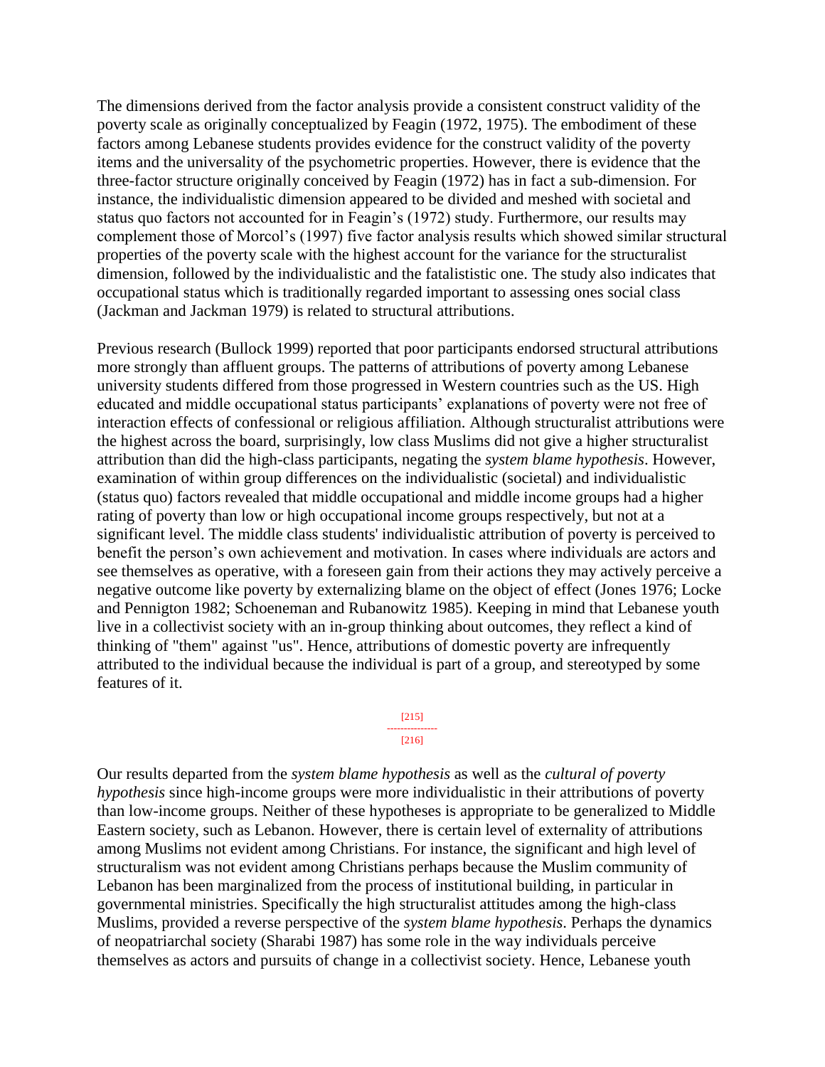The dimensions derived from the factor analysis provide a consistent construct validity of the poverty scale as originally conceptualized by Feagin (1972, 1975). The embodiment of these factors among Lebanese students provides evidence for the construct validity of the poverty items and the universality of the psychometric properties. However, there is evidence that the three-factor structure originally conceived by Feagin (1972) has in fact a sub-dimension. For instance, the individualistic dimension appeared to be divided and meshed with societal and status quo factors not accounted for in Feagin's (1972) study. Furthermore, our results may complement those of Morcol's (1997) five factor analysis results which showed similar structural properties of the poverty scale with the highest account for the variance for the structuralist dimension, followed by the individualistic and the fatalistic one. The study also indicates that occupational status which is traditionally regarded important to assessing ones social class (Jackman and Jackman 1979) is related to structural attributions.

Previous research (Bullock 1999) reported that poor participants endorsed structural attributions more strongly than affluent groups. The patterns of attributions of poverty among Lebanese university students differed from those progressed in Western countries such as the US. High educated and middle occupational status participants' explanations of poverty were not free of interaction effects of confessional or religious affiliation. Although structuralist attributions were the highest across the board, surprisingly, low class Muslims did not give a higher structuralist attribution than did the high-class participants, negating the *system blame hypothesis*. However, examination of within group differences on the individualistic (societal) and individualistic (status quo) factors revealed that middle occupational and middle income groups had a higher rating of poverty than low or high occupational income groups respectively, but not at a significant level. The middle class students' individualistic attribution of poverty is perceived to benefit the person's own achievement and motivation. In cases where individuals are actors and see themselves as operative, with a foreseen gain from their actions they may actively perceive a negative outcome like poverty by externalizing blame on the object of effect (Jones 1976; Locke and Pennigton 1982; Schoeneman and Rubanowitz 1985). Keeping in mind that Lebanese youth live in a collectivist society with an in-group thinking about outcomes, they reflect a kind of thinking of "them" against "us". Hence, attributions of domestic poverty are infrequently attributed to the individual because the individual is part of a group, and stereotyped by some features of it.

Our results departed from the *system blame hypothesis* as well as the *cultural of poverty hypothesis* since high-income groups were more individualistic in their attributions of poverty than low-income groups. Neither of these hypotheses is appropriate to be generalized to Middle Eastern society, such as Lebanon. However, there is certain level of externality of attributions among Muslims not evident among Christians. For instance, the significant and high level of structuralism was not evident among Christians perhaps because the Muslim community of Lebanon has been marginalized from the process of institutional building, in particular in governmental ministries. Specifically the high structuralist attitudes among the high-class Muslims, provided a reverse perspective of the *system blame hypothesis*. Perhaps the dynamics of neopatriarchal society (Sharabi 1987) has some role in the way individuals perceive themselves as actors and pursuits of change in a collectivist society. Hence, Lebanese youth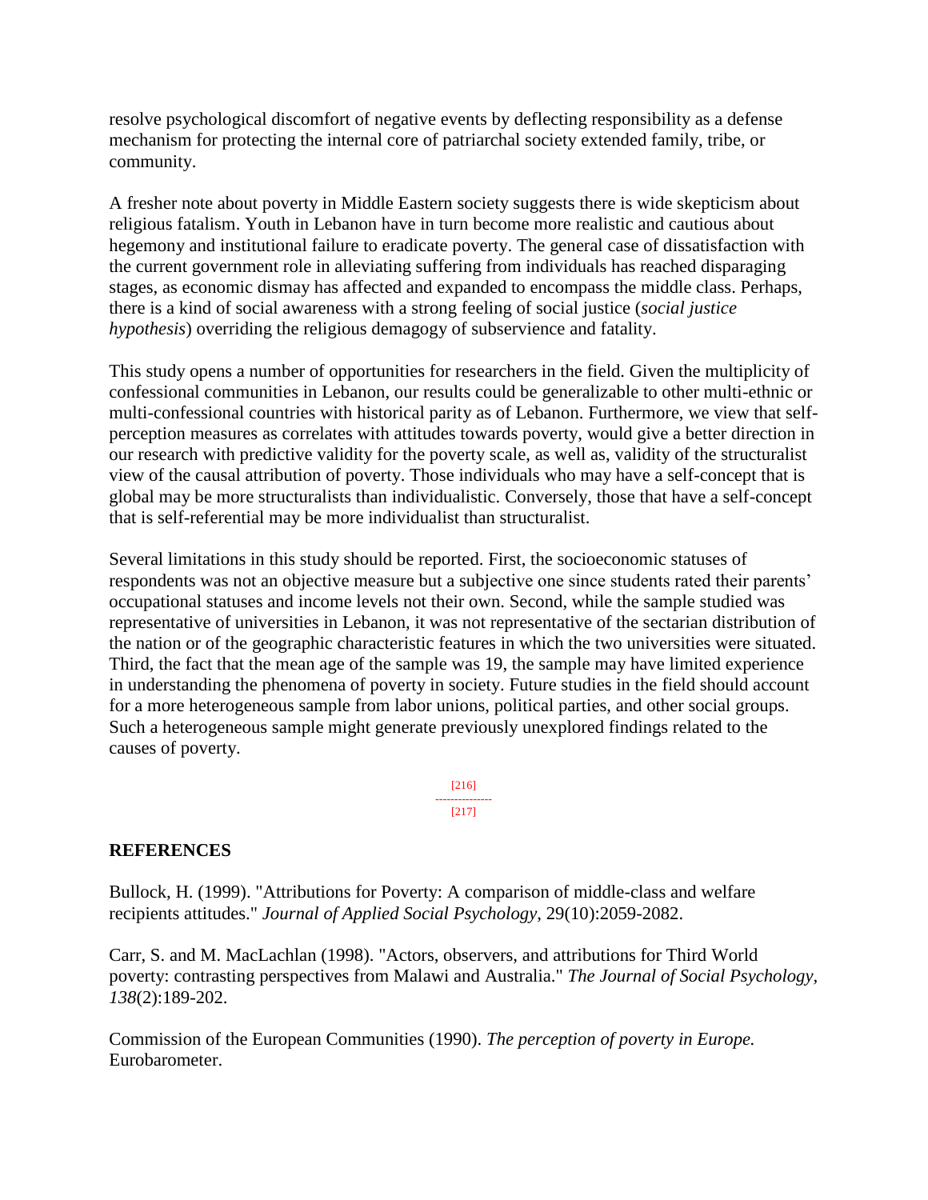resolve psychological discomfort of negative events by deflecting responsibility as a defense mechanism for protecting the internal core of patriarchal society extended family, tribe, or community.

A fresher note about poverty in Middle Eastern society suggests there is wide skepticism about religious fatalism. Youth in Lebanon have in turn become more realistic and cautious about hegemony and institutional failure to eradicate poverty. The general case of dissatisfaction with the current government role in alleviating suffering from individuals has reached disparaging stages, as economic dismay has affected and expanded to encompass the middle class. Perhaps, there is a kind of social awareness with a strong feeling of social justice (*social justice hypothesis*) overriding the religious demagogy of subservience and fatality.

This study opens a number of opportunities for researchers in the field. Given the multiplicity of confessional communities in Lebanon, our results could be generalizable to other multi-ethnic or multi-confessional countries with historical parity as of Lebanon. Furthermore, we view that self-perception measures as correlates with attitudes towards poverty, would give a better direction in our research with predictive validity for the poverty scale, as well as, validity of the structuralist view of the causal attribution of poverty. Those individuals who may have a self-concept that is global may be more structuralists than individualistic. Conversely, those that have a self-concept that is self-referential may be more individualist than structuralist.

Several limitations in this study should be reported. First, the socioeconomic statuses of respondents was not an objective measure but a subjective one since students rated their parents' occupational statuses and income levels not their own. Second, while the sample studied was representative of universities in Lebanon, it was not representative of the sectarian distribution of the nation or of the geographic characteristic features in which the two universities were situated. Third, the fact that the mean age of the sample was 19, the sample may have limited experience in understanding the phenomena of poverty in society. Future studies in the field should account for a more heterogeneous sample from labor unions, political parties, and other social groups. Such a heterogeneous sample might generate previously unexplored findings related to the causes of poverty.

## REFERENCES

Bullock, H. (1999). "Attributions for Poverty: A comparison of middle-class and welfare recipients attitudes." *Journal of Applied Social Psychology*, 29(10):2059-2082.

Carr, S. and M. MacLachlan (1998). "Actors, observers, and attributions for Third World poverty: contrasting perspectives from Malawi and Australia." *The Journal of Social Psychology, 138*(2):189-202.

Commission of the European Communities (1990). *The perception of poverty in Europe.* Eurobarometer.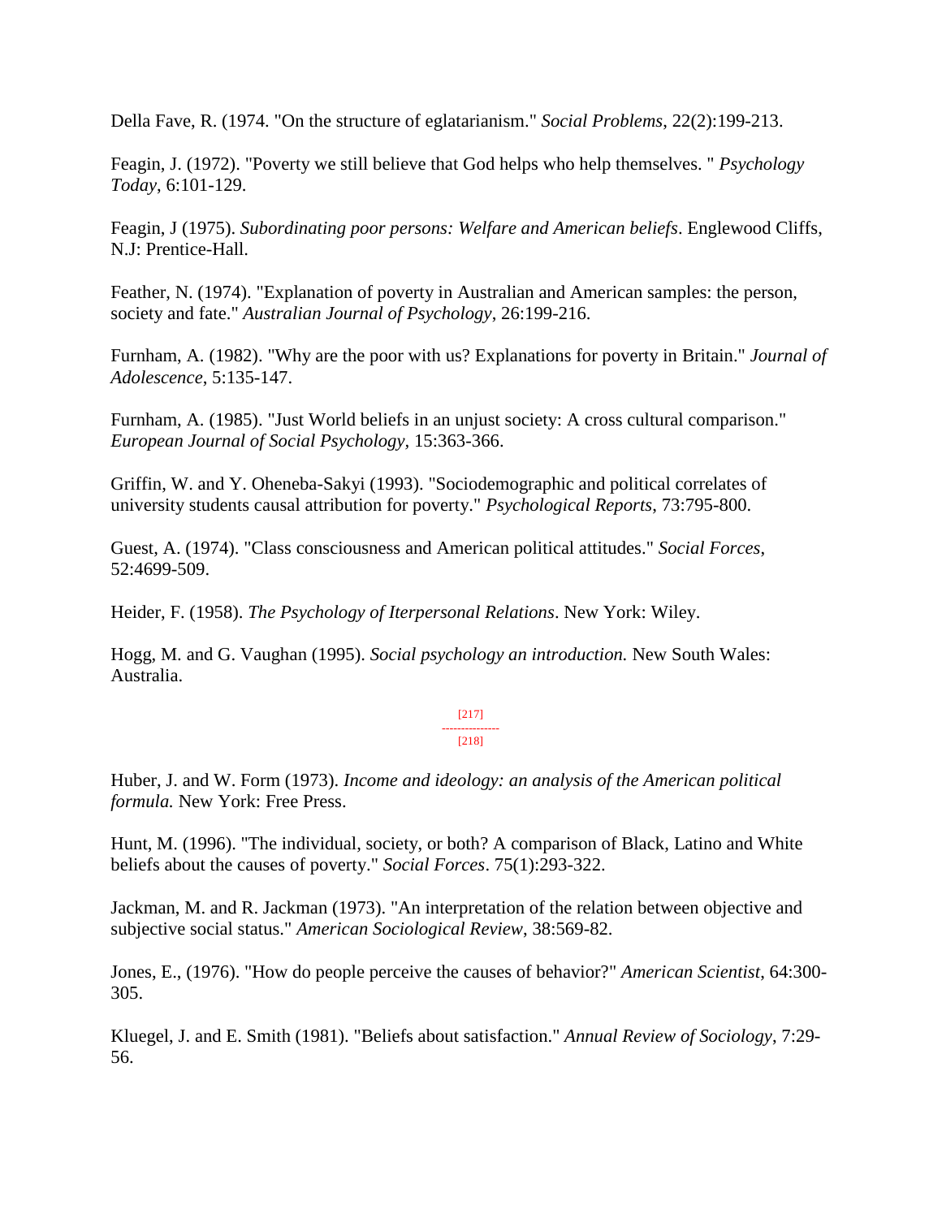Della Fave, R. (1974. "On the structure of eglatarianism." *Social Problems*, 22(2):199-213.

Feagin, J. (1972). "Poverty we still believe that God helps who help themselves. " *Psychology Today*, 6:101-129.

Feagin, J (1975). *Subordinating poor persons: Welfare and American beliefs*. Englewood Cliffs, N.J: Prentice-Hall.

Feather, N. (1974). "Explanation of poverty in Australian and American samples: the person, society and fate." *Australian Journal of Psychology*, 26:199-216.

Furnham, A. (1982). "Why are the poor with us? Explanations for poverty in Britain." *Journal of Adolescence*, 5:135-147.

Furnham, A. (1985). "Just World beliefs in an unjust society: A cross cultural comparison." *European Journal of Social Psychology*, 15:363-366.

Griffin, W. and Y. Oheneba-Sakyi (1993). "Sociodemographic and political correlates of university students causal attribution for poverty." *Psychological Reports*, 73:795-800.

Guest, A. (1974). "Class consciousness and American political attitudes." *Social Forces*, 52:4699-509.

Heider, F. (1958). *The Psychology of Iterpersonal Relations*. New York: Wiley.

Hogg, M. and G. Vaughan (1995). *Social psychology an introduction.* New South Wales: Australia.

[217]
---------------
[218]

Huber, J. and W. Form (1973). *Income and ideology: an analysis of the American political formula.* New York: Free Press.

Hunt, M. (1996). "The individual, society, or both? A comparison of Black, Latino and White beliefs about the causes of poverty." *Social Forces*. 75(1):293-322.

Jackman, M. and R. Jackman (1973). "An interpretation of the relation between objective and subjective social status." *American Sociological Review*, 38:569-82.

Jones, E., (1976). "How do people perceive the causes of behavior?" *American Scientist*, 64:300-305.

Kluegel, J. and E. Smith (1981). "Beliefs about satisfaction." *Annual Review of Sociology*, 7:29-56.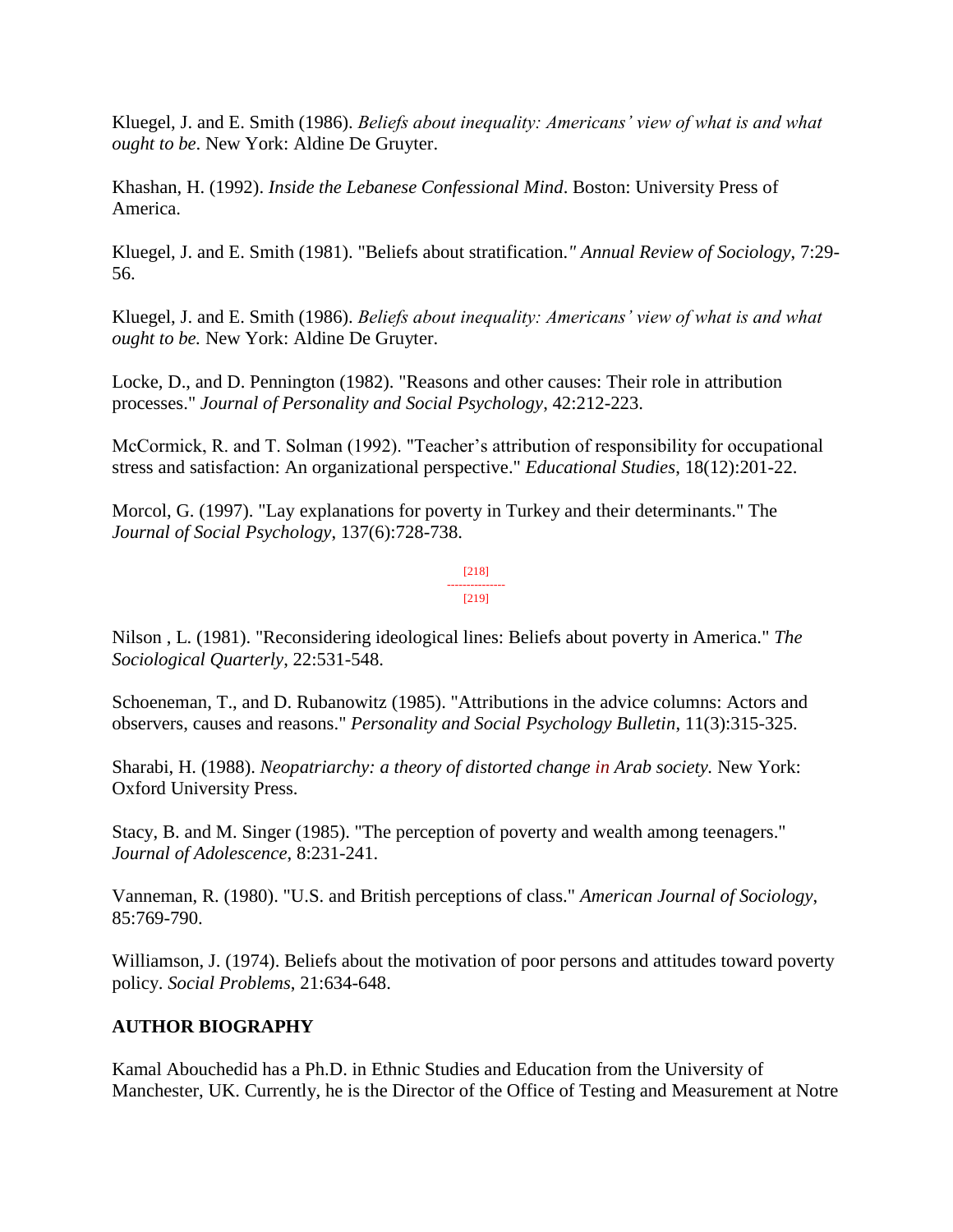Kluegel, J. and E. Smith (1986). *Beliefs about inequality: Americans' view of what is and what ought to be*. New York: Aldine De Gruyter.

Khashan, H. (1992). *Inside the Lebanese Confessional Mind*. Boston: University Press of America.

Kluegel, J. and E. Smith (1981). "Beliefs about stratification." *Annual Review of Sociology*, 7:29-56.

Kluegel, J. and E. Smith (1986). *Beliefs about inequality: Americans' view of what is and what ought to be.* New York: Aldine De Gruyter.

Locke, D., and D. Pennington (1982). "Reasons and other causes: Their role in attribution processes." *Journal of Personality and Social Psychology*, 42:212-223.

McCormick, R. and T. Solman (1992). "Teacher's attribution of responsibility for occupational stress and satisfaction: An organizational perspective." *Educational Studies*, 18(12):201-22.

Morcol, G. (1997). "Lay explanations for poverty in Turkey and their determinants." The *Journal of Social Psychology*, 137(6):728-738.

Nilson , L. (1981). "Reconsidering ideological lines: Beliefs about poverty in America." *The Sociological Quarterly*, 22:531-548.

Schoeneman, T., and D. Rubanowitz (1985). "Attributions in the advice columns: Actors and observers, causes and reasons." *Personality and Social Psychology Bulletin*, 11(3):315-325.

Sharabi, H. (1988). *Neopatriarchy: a theory of distorted change in Arab society.* New York: Oxford University Press.

Stacy, B. and M. Singer (1985). "The perception of poverty and wealth among teenagers." *Journal of Adolescence*, 8:231-241.

Vanneman, R. (1980). "U.S. and British perceptions of class." *American Journal of Sociology*, 85:769-790.

Williamson, J. (1974). Beliefs about the motivation of poor persons and attitudes toward poverty policy. *Social Problems*, 21:634-648.

**AUTHOR BIOGRAPHY**

Kamal Abouchedid has a Ph.D. in Ethnic Studies and Education from the University of Manchester, UK. Currently, he is the Director of the Office of Testing and Measurement at Notre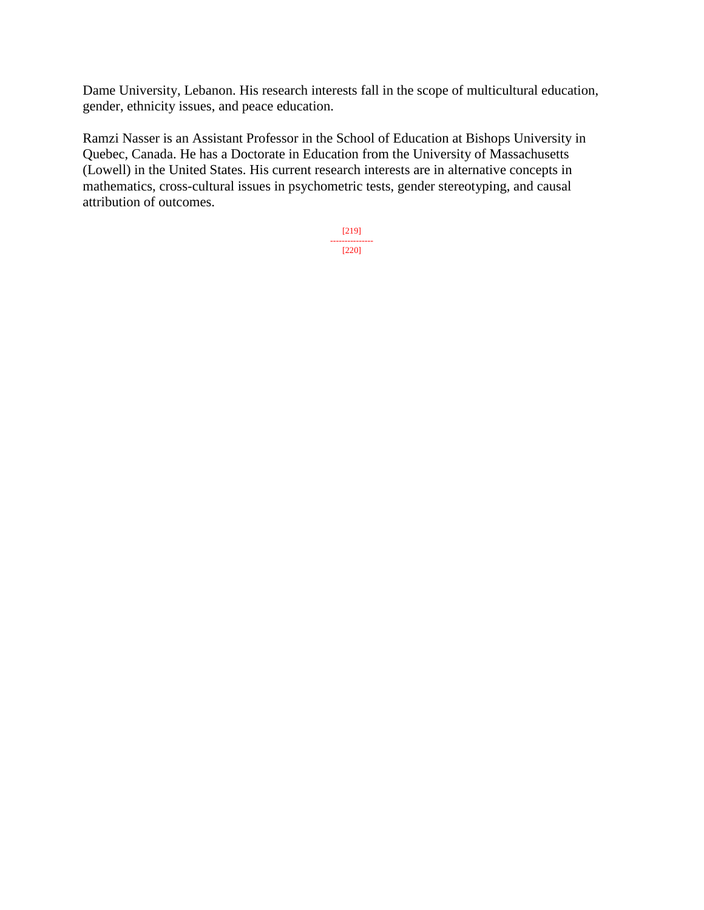Dame University, Lebanon. His research interests fall in the scope of multicultural education, gender, ethnicity issues, and peace education.

Ramzi Nasser is an Assistant Professor in the School of Education at Bishops University in Quebec, Canada. He has a Doctorate in Education from the University of Massachusetts (Lowell) in the United States. His current research interests are in alternative concepts in mathematics, cross-cultural issues in psychometric tests, gender stereotyping, and causal attribution of outcomes.